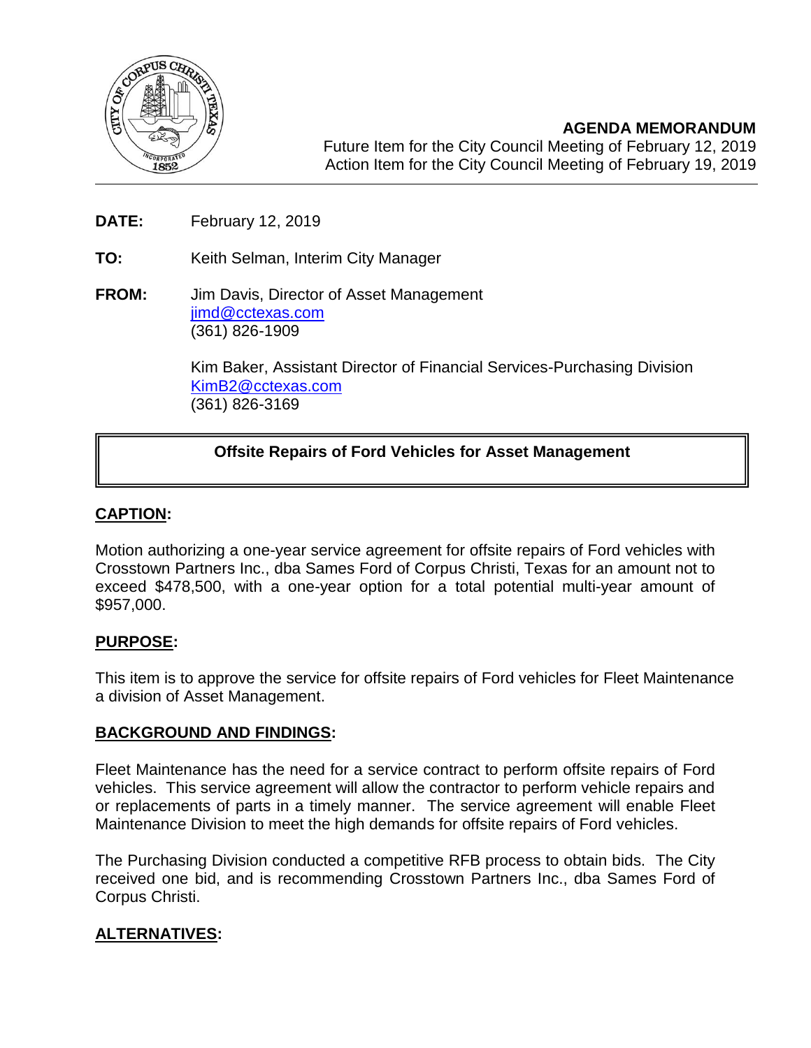## AGENDA MEMORANDUM

Future Item for the City Council Meeting of February 12, 2019
Action Item for the City Council Meeting of February 19, 2019

**DATE:** February 12, 2019

**TO:** Keith Selman, Interim City Manager

**FROM:** Jim Davis, Director of Asset Management
jimd@cctexas.com
(361) 826-1909

Kim Baker, Assistant Director of Financial Services-Purchasing Division
KimB2@cctexas.com
(361) 826-3169

**Offsite Repairs of Ford Vehicles for Asset Management**

## CAPTION:

Motion authorizing a one-year service agreement for offsite repairs of Ford vehicles with Crosstown Partners Inc., dba Sames Ford of Corpus Christi, Texas for an amount not to exceed $478,500, with a one-year option for a total potential multi-year amount of $957,000.

## PURPOSE:

This item is to approve the service for offsite repairs of Ford vehicles for Fleet Maintenance a division of Asset Management.

## BACKGROUND AND FINDINGS:

Fleet Maintenance has the need for a service contract to perform offsite repairs of Ford vehicles. This service agreement will allow the contractor to perform vehicle repairs and or replacements of parts in a timely manner. The service agreement will enable Fleet Maintenance Division to meet the high demands for offsite repairs of Ford vehicles.

The Purchasing Division conducted a competitive RFB process to obtain bids. The City received one bid, and is recommending Crosstown Partners Inc., dba Sames Ford of Corpus Christi.

## ALTERNATIVES: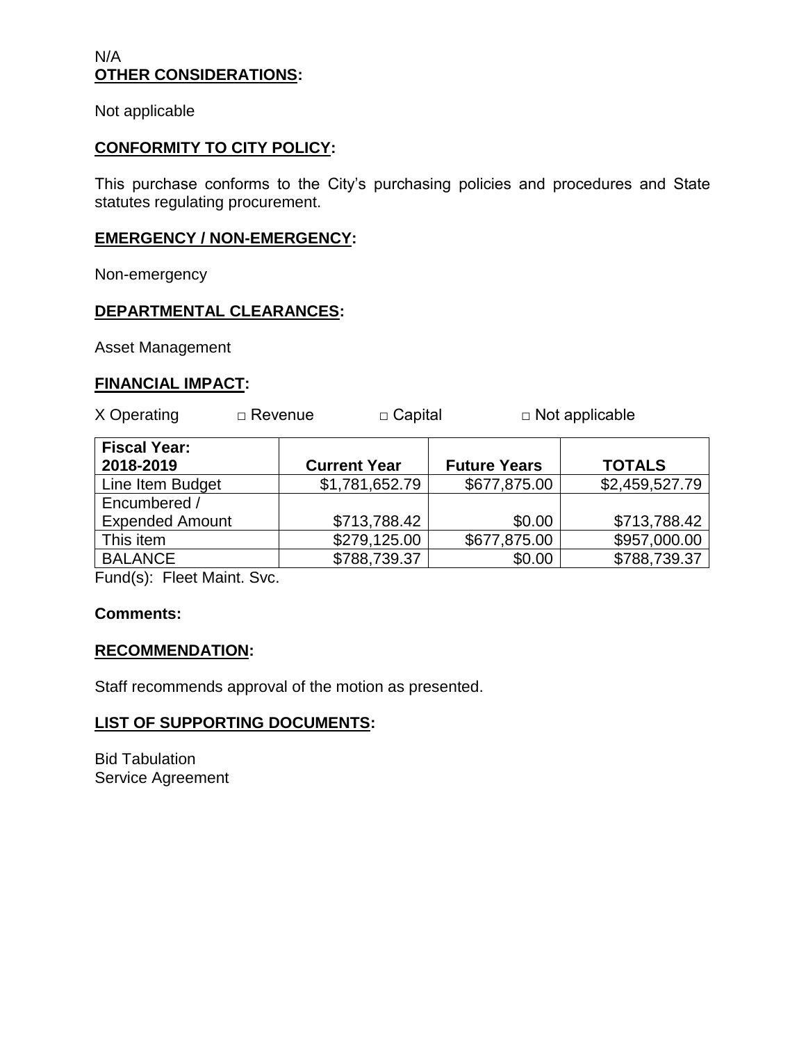N/A

**OTHER CONSIDERATIONS:**

Not applicable

**CONFORMITY TO CITY POLICY:**

This purchase conforms to the City's purchasing policies and procedures and State statutes regulating procurement.

**EMERGENCY / NON-EMERGENCY:**

Non-emergency

**DEPARTMENTAL CLEARANCES:**

Asset Management

**FINANCIAL IMPACT:**

X Operating □ Revenue □ Capital □ Not applicable

| Fiscal Year: 2018-2019 | Current Year | Future Years | TOTALS |
|---|---|---|---|
| Line Item Budget | $1,781,652.79 | $677,875.00 | $2,459,527.79 |
| Encumbered / Expended Amount | $713,788.42 | $0.00 | $713,788.42 |
| This item | $279,125.00 | $677,875.00 | $957,000.00 |
| BALANCE | $788,739.37 | $0.00 | $788,739.37 |

Fund(s): Fleet Maint. Svc.

**Comments:**

**RECOMMENDATION:**

Staff recommends approval of the motion as presented.

**LIST OF SUPPORTING DOCUMENTS:**

Bid Tabulation
Service Agreement